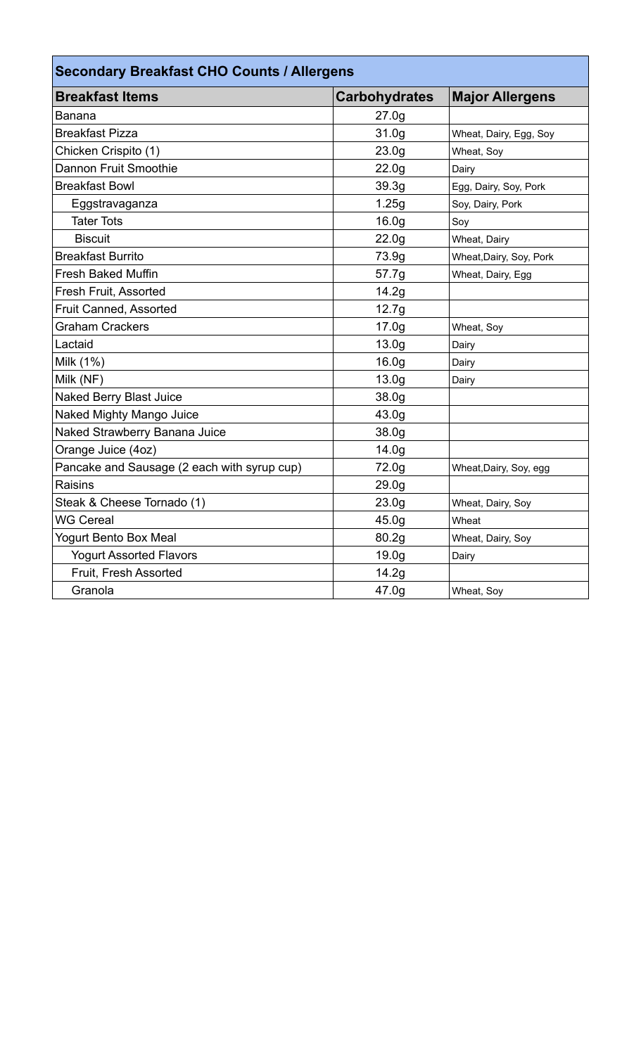## Secondary Breakfast CHO Counts / Allergens

| Breakfast Items | Carbohydrates | Major Allergens |
|---|---|---|
| Banana | 27.0g | |
| Breakfast Pizza | 31.0g | Wheat, Dairy, Egg, Soy |
| Chicken Crispito (1) | 23.0g | Wheat, Soy |
| Dannon Fruit Smoothie | 22.0g | Dairy |
| Breakfast Bowl | 39.3g | Egg, Dairy, Soy, Pork |
| Eggstravaganza | 1.25g | Soy, Dairy, Pork |
| Tater Tots | 16.0g | Soy |
| Biscuit | 22.0g | Wheat, Dairy |
| Breakfast Burrito | 73.9g | Wheat,Dairy, Soy, Pork |
| Fresh Baked Muffin | 57.7g | Wheat, Dairy, Egg |
| Fresh Fruit, Assorted | 14.2g | |
| Fruit Canned, Assorted | 12.7g | |
| Graham Crackers | 17.0g | Wheat, Soy |
| Lactaid | 13.0g | Dairy |
| Milk (1%) | 16.0g | Dairy |
| Milk (NF) | 13.0g | Dairy |
| Naked Berry Blast Juice | 38.0g | |
| Naked Mighty Mango Juice | 43.0g | |
| Naked Strawberry Banana Juice | 38.0g | |
| Orange Juice (4oz) | 14.0g | |
| Pancake and Sausage (2 each with syrup cup) | 72.0g | Wheat,Dairy, Soy, egg |
| Raisins | 29.0g | |
| Steak & Cheese Tornado (1) | 23.0g | Wheat, Dairy, Soy |
| WG Cereal | 45.0g | Wheat |
| Yogurt Bento Box Meal | 80.2g | Wheat, Dairy, Soy |
| Yogurt Assorted Flavors | 19.0g | Dairy |
| Fruit, Fresh Assorted | 14.2g | |
| Granola | 47.0g | Wheat, Soy |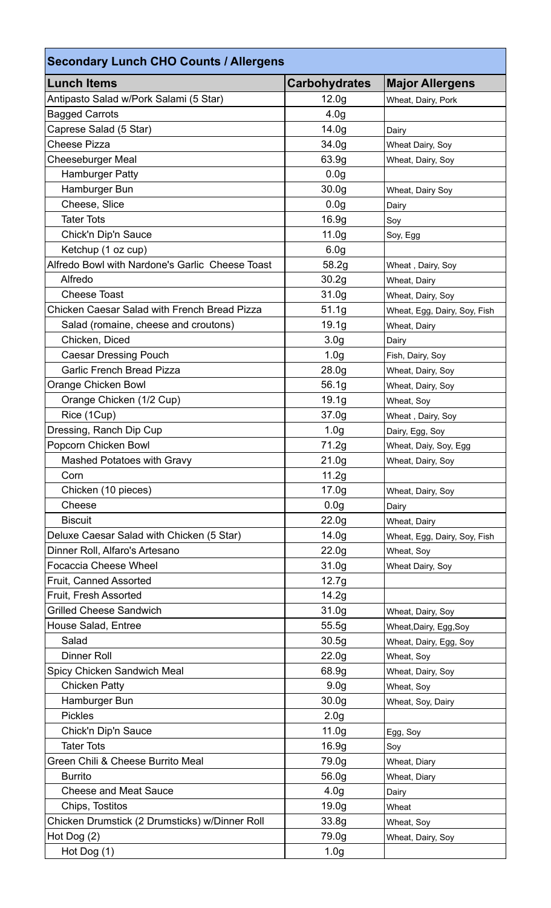## Secondary Lunch CHO Counts / Allergens

| Lunch Items | Carbohydrates | Major Allergens |
|---|---|---|
| Antipasto Salad w/Pork Salami (5 Star) | 12.0g | Wheat, Dairy, Pork |
| Bagged Carrots | 4.0g | |
| Caprese Salad (5 Star) | 14.0g | Dairy |
| Cheese Pizza | 34.0g | Wheat Dairy, Soy |
| Cheeseburger Meal | 63.9g | Wheat, Dairy, Soy |
| Hamburger Patty | 0.0g | |
| Hamburger Bun | 30.0g | Wheat, Dairy Soy |
| Cheese, Slice | 0.0g | Dairy |
| Tater Tots | 16.9g | Soy |
| Chick'n Dip'n Sauce | 11.0g | Soy, Egg |
| Ketchup (1 oz cup) | 6.0g | |
| Alfredo Bowl with Nardone's Garlic Cheese Toast | 58.2g | Wheat , Dairy, Soy |
| Alfredo | 30.2g | Wheat, Dairy |
| Cheese Toast | 31.0g | Wheat, Dairy, Soy |
| Chicken Caesar Salad with French Bread Pizza | 51.1g | Wheat, Egg, Dairy, Soy, Fish |
| Salad (romaine, cheese and croutons) | 19.1g | Wheat, Dairy |
| Chicken, Diced | 3.0g | Dairy |
| Caesar Dressing Pouch | 1.0g | Fish, Dairy, Soy |
| Garlic French Bread Pizza | 28.0g | Wheat, Dairy, Soy |
| Orange Chicken Bowl | 56.1g | Wheat, Dairy, Soy |
| Orange Chicken (1/2 Cup) | 19.1g | Wheat, Soy |
| Rice (1Cup) | 37.0g | Wheat , Dairy, Soy |
| Dressing, Ranch Dip Cup | 1.0g | Dairy, Egg, Soy |
| Popcorn Chicken Bowl | 71.2g | Wheat, Daiy, Soy, Egg |
| Mashed Potatoes with Gravy | 21.0g | Wheat, Dairy, Soy |
| Corn | 11.2g | |
| Chicken (10 pieces) | 17.0g | Wheat, Dairy, Soy |
| Cheese | 0.0g | Dairy |
| Biscuit | 22.0g | Wheat, Dairy |
| Deluxe Caesar Salad with Chicken (5 Star) | 14.0g | Wheat, Egg, Dairy, Soy, Fish |
| Dinner Roll, Alfaro's Artesano | 22.0g | Wheat, Soy |
| Focaccia Cheese Wheel | 31.0g | Wheat Dairy, Soy |
| Fruit, Canned Assorted | 12.7g | |
| Fruit, Fresh Assorted | 14.2g | |
| Grilled Cheese Sandwich | 31.0g | Wheat, Dairy, Soy |
| House Salad, Entree | 55.5g | Wheat,Dairy, Egg,Soy |
| Salad | 30.5g | Wheat, Dairy, Egg, Soy |
| Dinner Roll | 22.0g | Wheat, Soy |
| Spicy Chicken Sandwich Meal | 68.9g | Wheat, Dairy, Soy |
| Chicken Patty | 9.0g | Wheat, Soy |
| Hamburger Bun | 30.0g | Wheat, Soy, Dairy |
| Pickles | 2.0g | |
| Chick'n Dip'n Sauce | 11.0g | Egg, Soy |
| Tater Tots | 16.9g | Soy |
| Green Chili & Cheese Burrito Meal | 79.0g | Wheat, Diary |
| Burrito | 56.0g | Wheat, Diary |
| Cheese and Meat Sauce | 4.0g | Dairy |
| Chips, Tostitos | 19.0g | Wheat |
| Chicken Drumstick (2 Drumsticks) w/Dinner Roll | 33.8g | Wheat, Soy |
| Hot Dog (2) | 79.0g | Wheat, Dairy, Soy |
| Hot Dog (1) | 1.0g | |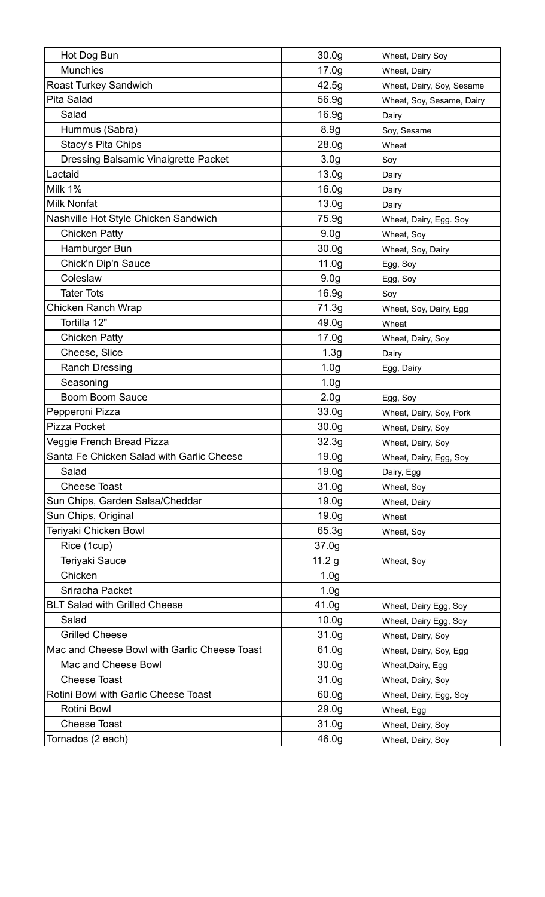| | | |
|---|---|---|
| Hot Dog Bun | 30.0g | Wheat, Dairy Soy |
| Munchies | 17.0g | Wheat, Dairy |
| Roast Turkey Sandwich | 42.5g | Wheat, Dairy, Soy, Sesame |
| Pita Salad | 56.9g | Wheat, Soy, Sesame, Dairy |
| Salad | 16.9g | Dairy |
| Hummus (Sabra) | 8.9g | Soy, Sesame |
| Stacy's Pita Chips | 28.0g | Wheat |
| Dressing Balsamic Vinaigrette Packet | 3.0g | Soy |
| Lactaid | 13.0g | Dairy |
| Milk 1% | 16.0g | Dairy |
| Milk Nonfat | 13.0g | Dairy |
| Nashville Hot Style Chicken Sandwich | 75.9g | Wheat, Dairy, Egg. Soy |
| Chicken Patty | 9.0g | Wheat, Soy |
| Hamburger Bun | 30.0g | Wheat, Soy, Dairy |
| Chick'n Dip'n Sauce | 11.0g | Egg, Soy |
| Coleslaw | 9.0g | Egg, Soy |
| Tater Tots | 16.9g | Soy |
| Chicken Ranch Wrap | 71.3g | Wheat, Soy, Dairy, Egg |
| Tortilla 12" | 49.0g | Wheat |
| Chicken Patty | 17.0g | Wheat, Dairy, Soy |
| Cheese, Slice | 1.3g | Dairy |
| Ranch Dressing | 1.0g | Egg, Dairy |
| Seasoning | 1.0g | |
| Boom Boom Sauce | 2.0g | Egg, Soy |
| Pepperoni Pizza | 33.0g | Wheat, Dairy, Soy, Pork |
| Pizza Pocket | 30.0g | Wheat, Dairy, Soy |
| Veggie French Bread Pizza | 32.3g | Wheat, Dairy, Soy |
| Santa Fe Chicken Salad with Garlic Cheese | 19.0g | Wheat, Dairy, Egg, Soy |
| Salad | 19.0g | Dairy, Egg |
| Cheese Toast | 31.0g | Wheat, Soy |
| Sun Chips, Garden Salsa/Cheddar | 19.0g | Wheat, Dairy |
| Sun Chips, Original | 19.0g | Wheat |
| Teriyaki Chicken Bowl | 65.3g | Wheat, Soy |
| Rice (1cup) | 37.0g | |
| Teriyaki Sauce | 11.2 g | Wheat, Soy |
| Chicken | 1.0g | |
| Sriracha Packet | 1.0g | |
| BLT Salad with Grilled Cheese | 41.0g | Wheat, Dairy Egg, Soy |
| Salad | 10.0g | Wheat, Dairy Egg, Soy |
| Grilled Cheese | 31.0g | Wheat, Dairy, Soy |
| Mac and Cheese Bowl with Garlic Cheese Toast | 61.0g | Wheat, Dairy, Soy, Egg |
| Mac and Cheese Bowl | 30.0g | Wheat,Dairy, Egg |
| Cheese Toast | 31.0g | Wheat, Dairy, Soy |
| Rotini Bowl with Garlic Cheese Toast | 60.0g | Wheat, Dairy, Egg, Soy |
| Rotini Bowl | 29.0g | Wheat, Egg |
| Cheese Toast | 31.0g | Wheat, Dairy, Soy |
| Tornados (2 each) | 46.0g | Wheat, Dairy, Soy |